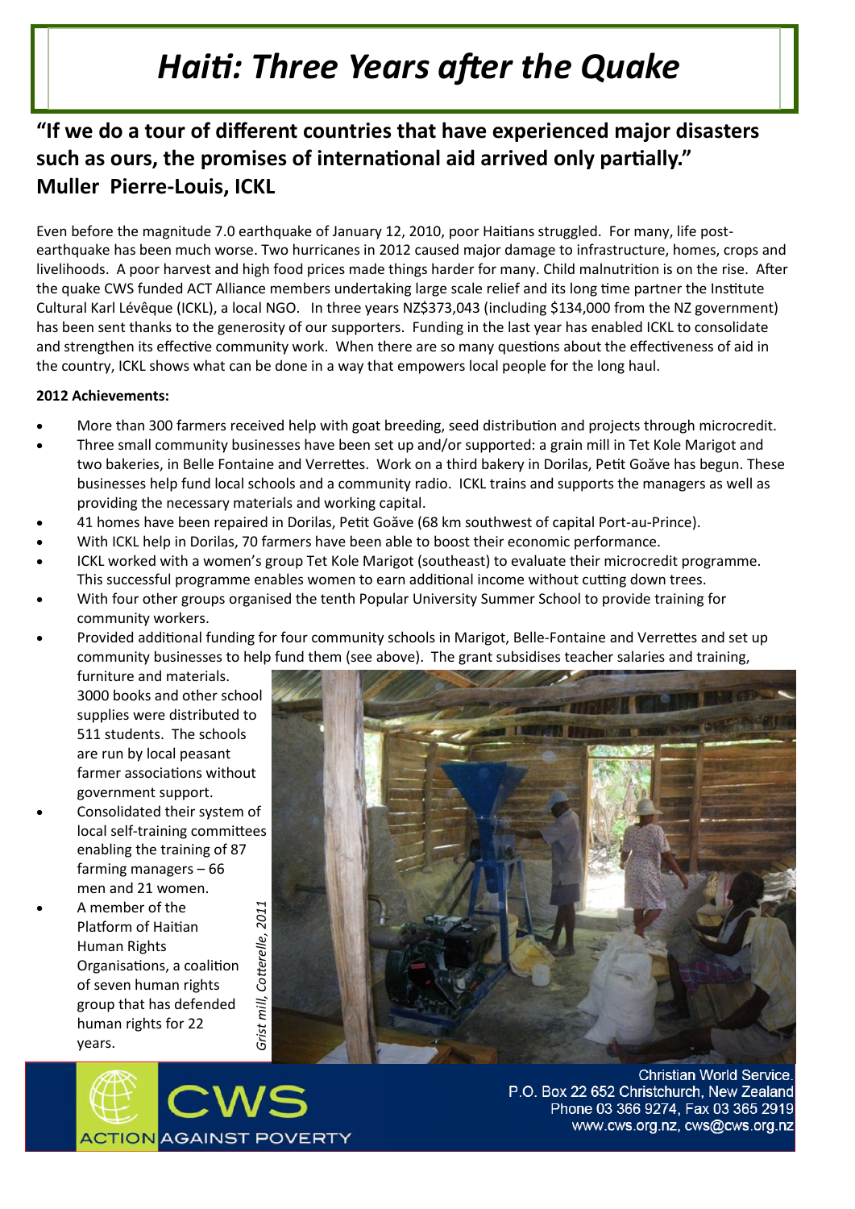# Haiti: Three Years after the Quake

## "If we do a tour of different countries that have experienced major disasters such as ours, the promises of international aid arrived only partially." Muller Pierre-Louis, ICKL

Even before the magnitude 7.0 earthquake of January 12, 2010, poor Haitians struggled. For many, life post-earthquake has been much worse. Two hurricanes in 2012 caused major damage to infrastructure, homes, crops and livelihoods. A poor harvest and high food prices made things harder for many. Child malnutrition is on the rise. After the quake CWS funded ACT Alliance members undertaking large scale relief and its long time partner the Institute Cultural Karl Lévêque (ICKL), a local NGO. In three years NZ$373,043 (including $134,000 from the NZ government) has been sent thanks to the generosity of our supporters. Funding in the last year has enabled ICKL to consolidate and strengthen its effective community work. When there are so many questions about the effectiveness of aid in the country, ICKL shows what can be done in a way that empowers local people for the long haul.

**2012 Achievements:**

- More than 300 farmers received help with goat breeding, seed distribution and projects through microcredit.
- Three small community businesses have been set up and/or supported: a grain mill in Tet Kole Marigot and two bakeries, in Belle Fontaine and Verrettes. Work on a third bakery in Dorilas, Petit Goâve has begun. These businesses help fund local schools and a community radio. ICKL trains and supports the managers as well as providing the necessary materials and working capital.
- 41 homes have been repaired in Dorilas, Petit Goâve (68 km southwest of capital Port-au-Prince).
- With ICKL help in Dorilas, 70 farmers have been able to boost their economic performance.
- ICKL worked with a women's group Tet Kole Marigot (southeast) to evaluate their microcredit programme. This successful programme enables women to earn additional income without cutting down trees.
- With four other groups organised the tenth Popular University Summer School to provide training for community workers.
- Provided additional funding for four community schools in Marigot, Belle-Fontaine and Verrettes and set up community businesses to help fund them (see above). The grant subsidises teacher salaries and training, furniture and materials. 3000 books and other school supplies were distributed to 511 students. The schools are run by local peasant farmer associations without government support.
- Consolidated their system of local self-training committees enabling the training of 87 farming managers – 66 men and 21 women.
- A member of the Platform of Haitian Human Rights Organisations, a coalition of seven human rights group that has defended human rights for 22 years.

*Grist mill, Cotterelle, 2011*

CWS ACTION AGAINST POVERTY

Christian World Service
P.O. Box 22 652 Christchurch, New Zealand
Phone 03 366 9274, Fax 03 365 2919
www.cws.org.nz, cws@cws.org.nz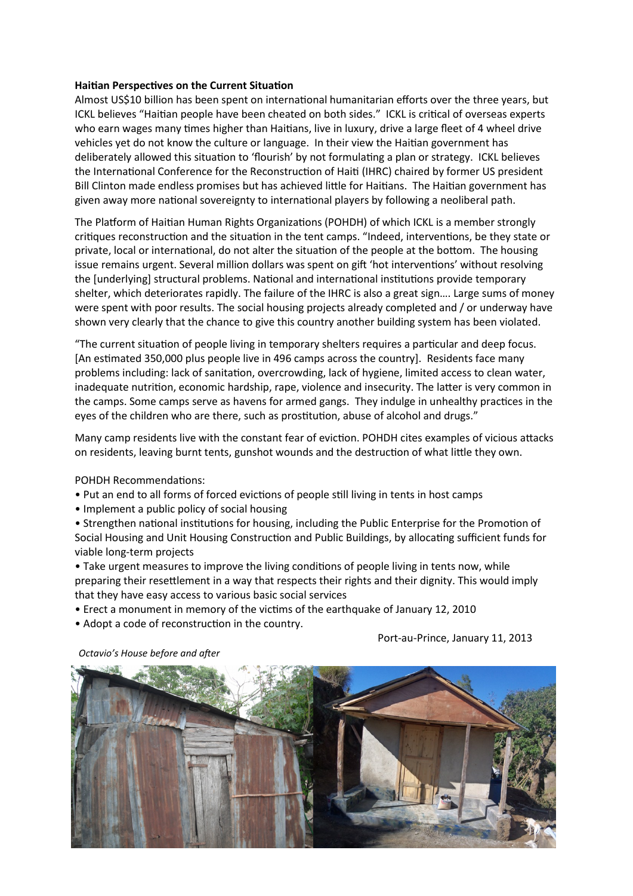**Haitian Perspectives on the Current Situation**

Almost US$10 billion has been spent on international humanitarian efforts over the three years, but ICKL believes "Haitian people have been cheated on both sides." ICKL is critical of overseas experts who earn wages many times higher than Haitians, live in luxury, drive a large fleet of 4 wheel drive vehicles yet do not know the culture or language. In their view the Haitian government has deliberately allowed this situation to 'flourish' by not formulating a plan or strategy. ICKL believes the International Conference for the Reconstruction of Haiti (IHRC) chaired by former US president Bill Clinton made endless promises but has achieved little for Haitians. The Haitian government has given away more national sovereignty to international players by following a neoliberal path.

The Platform of Haitian Human Rights Organizations (POHDH) of which ICKL is a member strongly critiques reconstruction and the situation in the tent camps. "Indeed, interventions, be they state or private, local or international, do not alter the situation of the people at the bottom. The housing issue remains urgent. Several million dollars was spent on gift 'hot interventions' without resolving the [underlying] structural problems. National and international institutions provide temporary shelter, which deteriorates rapidly. The failure of the IHRC is also a great sign…. Large sums of money were spent with poor results. The social housing projects already completed and / or underway have shown very clearly that the chance to give this country another building system has been violated.

"The current situation of people living in temporary shelters requires a particular and deep focus. [An estimated 350,000 plus people live in 496 camps across the country]. Residents face many problems including: lack of sanitation, overcrowding, lack of hygiene, limited access to clean water, inadequate nutrition, economic hardship, rape, violence and insecurity. The latter is very common in the camps. Some camps serve as havens for armed gangs. They indulge in unhealthy practices in the eyes of the children who are there, such as prostitution, abuse of alcohol and drugs."

Many camp residents live with the constant fear of eviction. POHDH cites examples of vicious attacks on residents, leaving burnt tents, gunshot wounds and the destruction of what little they own.

POHDH Recommendations:

- Put an end to all forms of forced evictions of people still living in tents in host camps
- Implement a public policy of social housing
- Strengthen national institutions for housing, including the Public Enterprise for the Promotion of Social Housing and Unit Housing Construction and Public Buildings, by allocating sufficient funds for viable long-term projects
- Take urgent measures to improve the living conditions of people living in tents now, while preparing their resettlement in a way that respects their rights and their dignity. This would imply that they have easy access to various basic social services
- Erect a monument in memory of the victims of the earthquake of January 12, 2010
- Adopt a code of reconstruction in the country.

Port-au-Prince, January 11, 2013

*Octavio's House before and after*